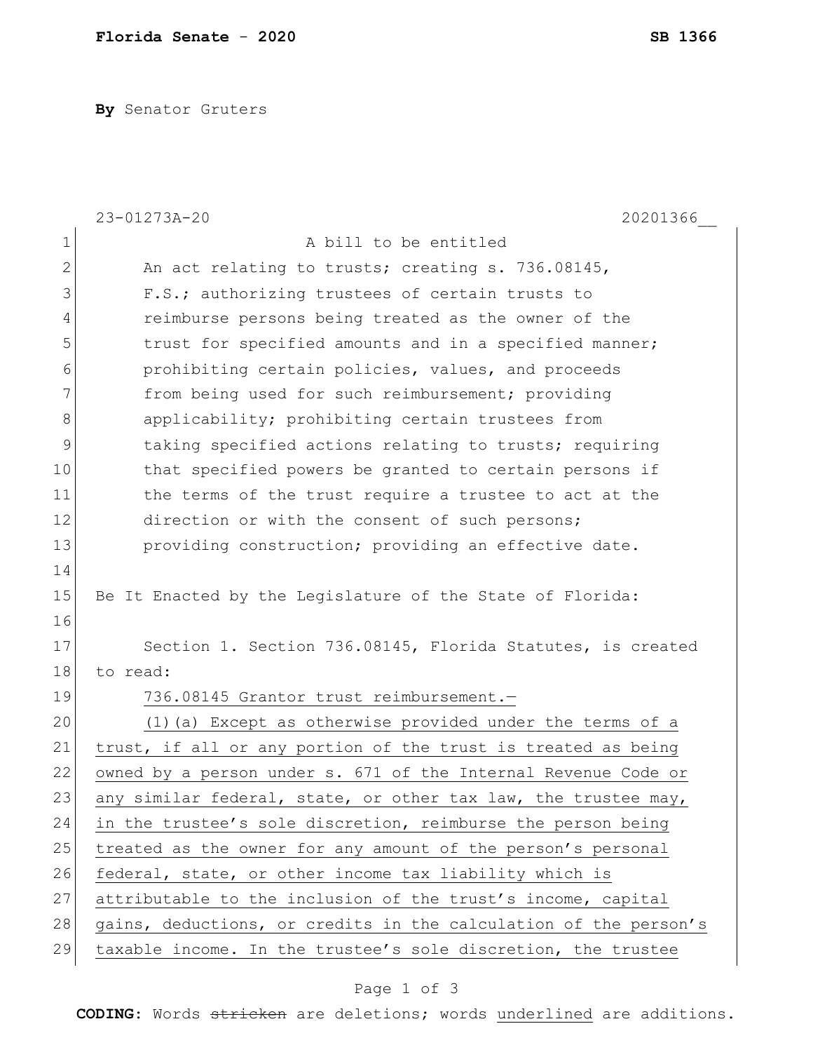By Senator Gruters

23-01273A-20 20201366__

A bill to be entitled

An act relating to trusts; creating s. 736.08145, F.S.; authorizing trustees of certain trusts to reimburse persons being treated as the owner of the trust for specified amounts and in a specified manner; prohibiting certain policies, values, and proceeds from being used for such reimbursement; providing applicability; prohibiting certain trustees from taking specified actions relating to trusts; requiring that specified powers be granted to certain persons if the terms of the trust require a trustee to act at the direction or with the consent of such persons; providing construction; providing an effective date.

Be It Enacted by the Legislature of the State of Florida:

Section 1. Section 736.08145, Florida Statutes, is created to read:

736.08145 Grantor trust reimbursement.—

(1)(a) Except as otherwise provided under the terms of a trust, if all or any portion of the trust is treated as being owned by a person under s. 671 of the Internal Revenue Code or any similar federal, state, or other tax law, the trustee may, in the trustee's sole discretion, reimburse the person being treated as the owner for any amount of the person's personal federal, state, or other income tax liability which is attributable to the inclusion of the trust's income, capital gains, deductions, or credits in the calculation of the person's taxable income. In the trustee's sole discretion, the trustee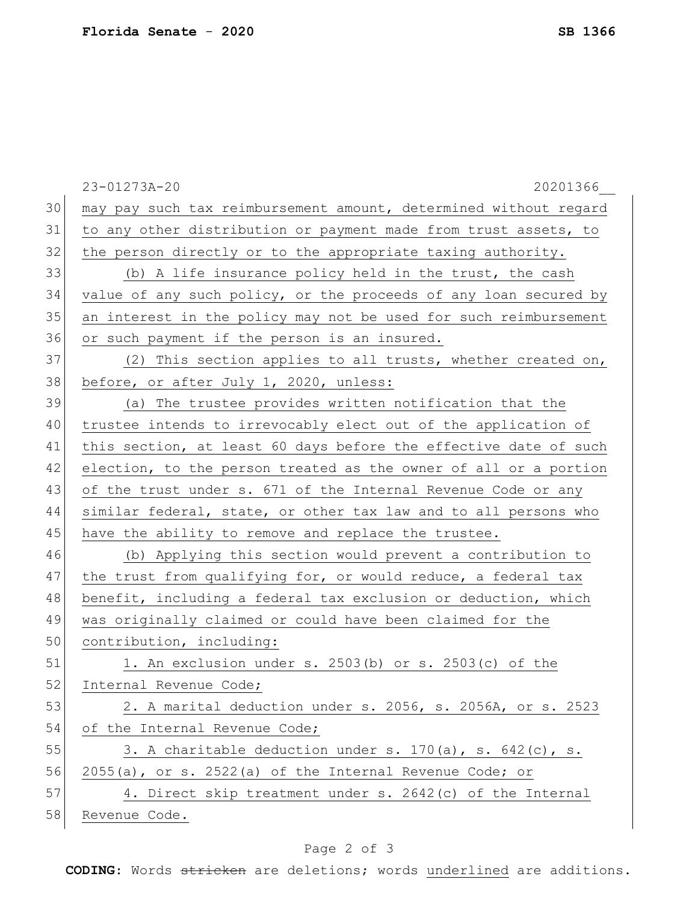may pay such tax reimbursement amount, determined without regard to any other distribution or payment made from trust assets, to the person directly or to the appropriate taxing authority.

(b) A life insurance policy held in the trust, the cash value of any such policy, or the proceeds of any loan secured by an interest in the policy may not be used for such reimbursement or such payment if the person is an insured.

(2) This section applies to all trusts, whether created on, before, or after July 1, 2020, unless:

(a) The trustee provides written notification that the trustee intends to irrevocably elect out of the application of this section, at least 60 days before the effective date of such election, to the person treated as the owner of all or a portion of the trust under s. 671 of the Internal Revenue Code or any similar federal, state, or other tax law and to all persons who have the ability to remove and replace the trustee.

(b) Applying this section would prevent a contribution to the trust from qualifying for, or would reduce, a federal tax benefit, including a federal tax exclusion or deduction, which was originally claimed or could have been claimed for the contribution, including:

1. An exclusion under s. 2503(b) or s. 2503(c) of the Internal Revenue Code;

2. A marital deduction under s. 2056, s. 2056A, or s. 2523 of the Internal Revenue Code;

3. A charitable deduction under s. 170(a), s. 642(c), s. 2055(a), or s. 2522(a) of the Internal Revenue Code; or

4. Direct skip treatment under s. 2642(c) of the Internal Revenue Code.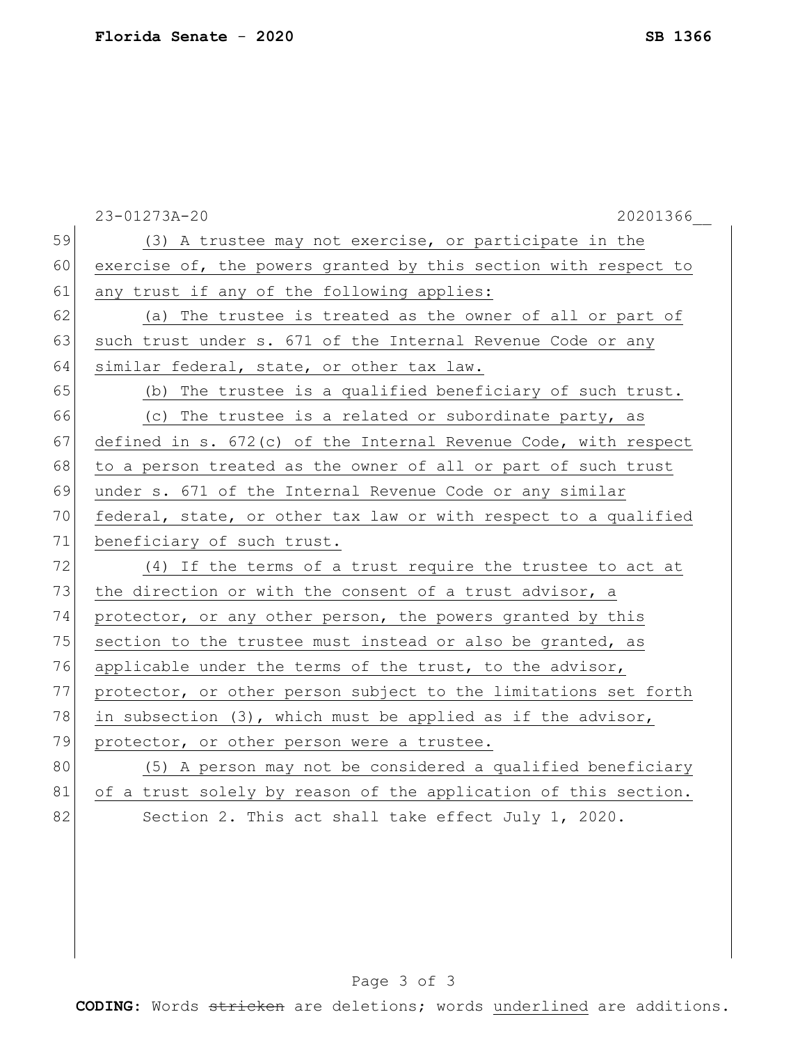(3) A trustee may not exercise, or participate in the exercise of, the powers granted by this section with respect to any trust if any of the following applies:

(a) The trustee is treated as the owner of all or part of such trust under s. 671 of the Internal Revenue Code or any similar federal, state, or other tax law.

(b) The trustee is a qualified beneficiary of such trust.

(c) The trustee is a related or subordinate party, as defined in s. 672(c) of the Internal Revenue Code, with respect to a person treated as the owner of all or part of such trust under s. 671 of the Internal Revenue Code or any similar federal, state, or other tax law or with respect to a qualified beneficiary of such trust.

(4) If the terms of a trust require the trustee to act at the direction or with the consent of a trust advisor, a protector, or any other person, the powers granted by this section to the trustee must instead or also be granted, as applicable under the terms of the trust, to the advisor, protector, or other person subject to the limitations set forth in subsection (3), which must be applied as if the advisor, protector, or other person were a trustee.

(5) A person may not be considered a qualified beneficiary of a trust solely by reason of the application of this section.

Section 2. This act shall take effect July 1, 2020.

**CODING:** Words stricken are deletions; words underlined are additions.